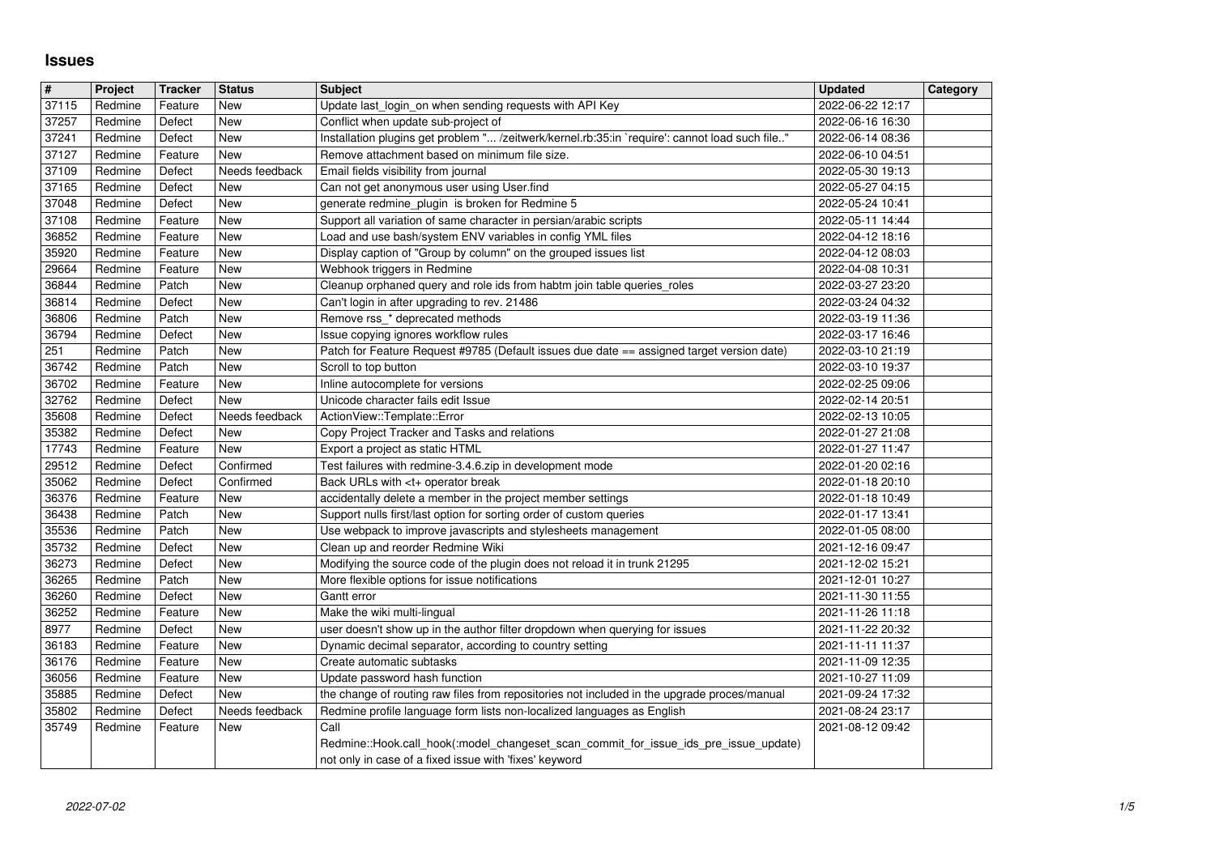# Issues

| # | Project | Tracker | Status | Subject | Updated | Category |
|---|---|---|---|---|---|---|
| 37115 | Redmine | Feature | New | Update last_login_on when sending requests with API Key | 2022-06-22 12:17 | |
| 37257 | Redmine | Defect | New | Conflict when update sub-project of | 2022-06-16 16:30 | |
| 37241 | Redmine | Defect | New | Installation plugins get problem "... /zeitwerk/kernel.rb:35:in `require': cannot load such file.." | 2022-06-14 08:36 | |
| 37127 | Redmine | Feature | New | Remove attachment based on minimum file size. | 2022-06-10 04:51 | |
| 37109 | Redmine | Defect | Needs feedback | Email fields visibility from journal | 2022-05-30 19:13 | |
| 37165 | Redmine | Defect | New | Can not get anonymous user using User.find | 2022-05-27 04:15 | |
| 37048 | Redmine | Defect | New | generate redmine_plugin is broken for Redmine 5 | 2022-05-24 10:41 | |
| 37108 | Redmine | Feature | New | Support all variation of same character in persian/arabic scripts | 2022-05-11 14:44 | |
| 36852 | Redmine | Feature | New | Load and use bash/system ENV variables in config YML files | 2022-04-12 18:16 | |
| 35920 | Redmine | Feature | New | Display caption of "Group by column" on the grouped issues list | 2022-04-12 08:03 | |
| 29664 | Redmine | Feature | New | Webhook triggers in Redmine | 2022-04-08 10:31 | |
| 36844 | Redmine | Patch | New | Cleanup orphaned query and role ids from habtm join table queries_roles | 2022-03-27 23:20 | |
| 36814 | Redmine | Defect | New | Can't login in after upgrading to rev. 21486 | 2022-03-24 04:32 | |
| 36806 | Redmine | Patch | New | Remove rss_* deprecated methods | 2022-03-19 11:36 | |
| 36794 | Redmine | Defect | New | Issue copying ignores workflow rules | 2022-03-17 16:46 | |
| 251 | Redmine | Patch | New | Patch for Feature Request #9785 (Default issues due date == assigned target version date) | 2022-03-10 21:19 | |
| 36742 | Redmine | Patch | New | Scroll to top button | 2022-03-10 19:37 | |
| 36702 | Redmine | Feature | New | Inline autocomplete for versions | 2022-02-25 09:06 | |
| 32762 | Redmine | Defect | New | Unicode character fails edit Issue | 2022-02-14 20:51 | |
| 35608 | Redmine | Defect | Needs feedback | ActionView::Template::Error | 2022-02-13 10:05 | |
| 35382 | Redmine | Defect | New | Copy Project Tracker and Tasks and relations | 2022-01-27 21:08 | |
| 17743 | Redmine | Feature | New | Export a project as static HTML | 2022-01-27 11:47 | |
| 29512 | Redmine | Defect | Confirmed | Test failures with redmine-3.4.6.zip in development mode | 2022-01-20 02:16 | |
| 35062 | Redmine | Defect | Confirmed | Back URLs with <t+ operator break | 2022-01-18 20:10 | |
| 36376 | Redmine | Feature | New | accidentally delete a member in the project member settings | 2022-01-18 10:49 | |
| 36438 | Redmine | Patch | New | Support nulls first/last option for sorting order of custom queries | 2022-01-17 13:41 | |
| 35536 | Redmine | Patch | New | Use webpack to improve javascripts and stylesheets management | 2022-01-05 08:00 | |
| 35732 | Redmine | Defect | New | Clean up and reorder Redmine Wiki | 2021-12-16 09:47 | |
| 36273 | Redmine | Defect | New | Modifying the source code of the plugin does not reload it in trunk 21295 | 2021-12-02 15:21 | |
| 36265 | Redmine | Patch | New | More flexible options for issue notifications | 2021-12-01 10:27 | |
| 36260 | Redmine | Defect | New | Gantt error | 2021-11-30 11:55 | |
| 36252 | Redmine | Feature | New | Make the wiki multi-lingual | 2021-11-26 11:18 | |
| 8977 | Redmine | Defect | New | user doesn't show up in the author filter dropdown when querying for issues | 2021-11-22 20:32 | |
| 36183 | Redmine | Feature | New | Dynamic decimal separator, according to country setting | 2021-11-11 11:37 | |
| 36176 | Redmine | Feature | New | Create automatic subtasks | 2021-11-09 12:35 | |
| 36056 | Redmine | Feature | New | Update password hash function | 2021-10-27 11:09 | |
| 35885 | Redmine | Defect | New | the change of routing raw files from repositories not included in the upgrade proces/manual | 2021-09-24 17:32 | |
| 35802 | Redmine | Defect | Needs feedback | Redmine profile language form lists non-localized languages as English | 2021-08-24 23:17 | |
| 35749 | Redmine | Feature | New | Call Redmine::Hook.call_hook(:model_changeset_scan_commit_for_issue_ids_pre_issue_update) not only in case of a fixed issue with 'fixes' keyword | 2021-08-12 09:42 | |

2022-07-02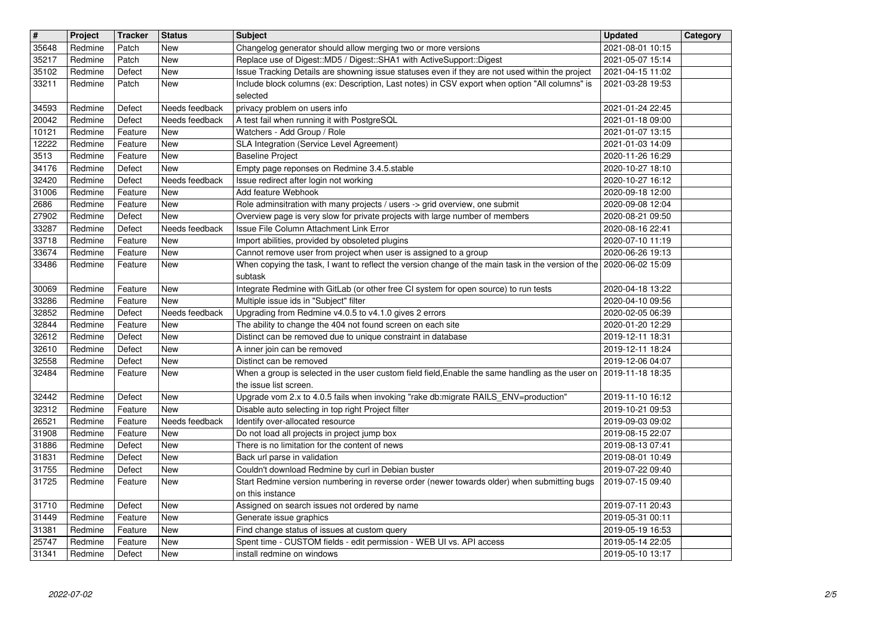| # | Project | Tracker | Status | Subject | Updated | Category |
|---|---|---|---|---|---|---|
| 35648 | Redmine | Patch | New | Changelog generator should allow merging two or more versions | 2021-08-01 10:15 | |
| 35217 | Redmine | Patch | New | Replace use of Digest::MD5 / Digest::SHA1 with ActiveSupport::Digest | 2021-05-07 15:14 | |
| 35102 | Redmine | Defect | New | Issue Tracking Details are showning issue statuses even if they are not used within the project | 2021-04-15 11:02 | |
| 33211 | Redmine | Patch | New | Include block columns (ex: Description, Last notes) in CSV export when option "All columns" is selected | 2021-03-28 19:53 | |
| 34593 | Redmine | Defect | Needs feedback | privacy problem on users info | 2021-01-24 22:45 | |
| 20042 | Redmine | Defect | Needs feedback | A test fail when running it with PostgreSQL | 2021-01-18 09:00 | |
| 10121 | Redmine | Feature | New | Watchers - Add Group / Role | 2021-01-07 13:15 | |
| 12222 | Redmine | Feature | New | SLA Integration (Service Level Agreement) | 2021-01-03 14:09 | |
| 3513 | Redmine | Feature | New | Baseline Project | 2020-11-26 16:29 | |
| 34176 | Redmine | Defect | New | Empty page reponses on Redmine 3.4.5.stable | 2020-10-27 18:10 | |
| 32420 | Redmine | Defect | Needs feedback | Issue redirect after login not working | 2020-10-27 16:12 | |
| 31006 | Redmine | Feature | New | Add feature Webhook | 2020-09-18 12:00 | |
| 2686 | Redmine | Feature | New | Role adminsitration with many projects / users -> grid overview, one submit | 2020-09-08 12:04 | |
| 27902 | Redmine | Defect | New | Overview page is very slow for private projects with large number of members | 2020-08-21 09:50 | |
| 33287 | Redmine | Defect | Needs feedback | Issue File Column Attachment Link Error | 2020-08-16 22:41 | |
| 33718 | Redmine | Feature | New | Import abilities, provided by obsoleted plugins | 2020-07-10 11:19 | |
| 33674 | Redmine | Feature | New | Cannot remove user from project when user is assigned to a group | 2020-06-26 19:13 | |
| 33486 | Redmine | Feature | New | When copying the task, I want to reflect the version change of the main task in the version of the subtask | 2020-06-02 15:09 | |
| 30069 | Redmine | Feature | New | Integrate Redmine with GitLab (or other free CI system for open source) to run tests | 2020-04-18 13:22 | |
| 33286 | Redmine | Feature | New | Multiple issue ids in "Subject" filter | 2020-04-10 09:56 | |
| 32852 | Redmine | Defect | Needs feedback | Upgrading from Redmine v4.0.5 to v4.1.0 gives 2 errors | 2020-02-05 06:39 | |
| 32844 | Redmine | Feature | New | The ability to change the 404 not found screen on each site | 2020-01-20 12:29 | |
| 32612 | Redmine | Defect | New | Distinct can be removed due to unique constraint in database | 2019-12-11 18:31 | |
| 32610 | Redmine | Defect | New | A inner join can be removed | 2019-12-11 18:24 | |
| 32558 | Redmine | Defect | New | Distinct can be removed | 2019-12-06 04:07 | |
| 32484 | Redmine | Feature | New | When a group is selected in the user custom field field,Enable the same handling as the user on the issue list screen. | 2019-11-18 18:35 | |
| 32442 | Redmine | Defect | New | Upgrade vom 2.x to 4.0.5 fails when invoking "rake db:migrate RAILS_ENV=production" | 2019-11-10 16:12 | |
| 32312 | Redmine | Feature | New | Disable auto selecting in top right Project filter | 2019-10-21 09:53 | |
| 26521 | Redmine | Feature | Needs feedback | Identify over-allocated resource | 2019-09-03 09:02 | |
| 31908 | Redmine | Feature | New | Do not load all projects in project jump box | 2019-08-15 22:07 | |
| 31886 | Redmine | Defect | New | There is no limitation for the content of news | 2019-08-13 07:41 | |
| 31831 | Redmine | Defect | New | Back url parse in validation | 2019-08-01 10:49 | |
| 31755 | Redmine | Defect | New | Couldn't download Redmine by curl in Debian buster | 2019-07-22 09:40 | |
| 31725 | Redmine | Feature | New | Start Redmine version numbering in reverse order (newer towards older) when submitting bugs on this instance | 2019-07-15 09:40 | |
| 31710 | Redmine | Defect | New | Assigned on search issues not ordered by name | 2019-07-11 20:43 | |
| 31449 | Redmine | Feature | New | Generate issue graphics | 2019-05-31 00:11 | |
| 31381 | Redmine | Feature | New | Find change status of issues at custom query | 2019-05-19 16:53 | |
| 25747 | Redmine | Feature | New | Spent time - CUSTOM fields - edit permission - WEB UI vs. API access | 2019-05-14 22:05 | |
| 31341 | Redmine | Defect | New | install redmine on windows | 2019-05-10 13:17 | |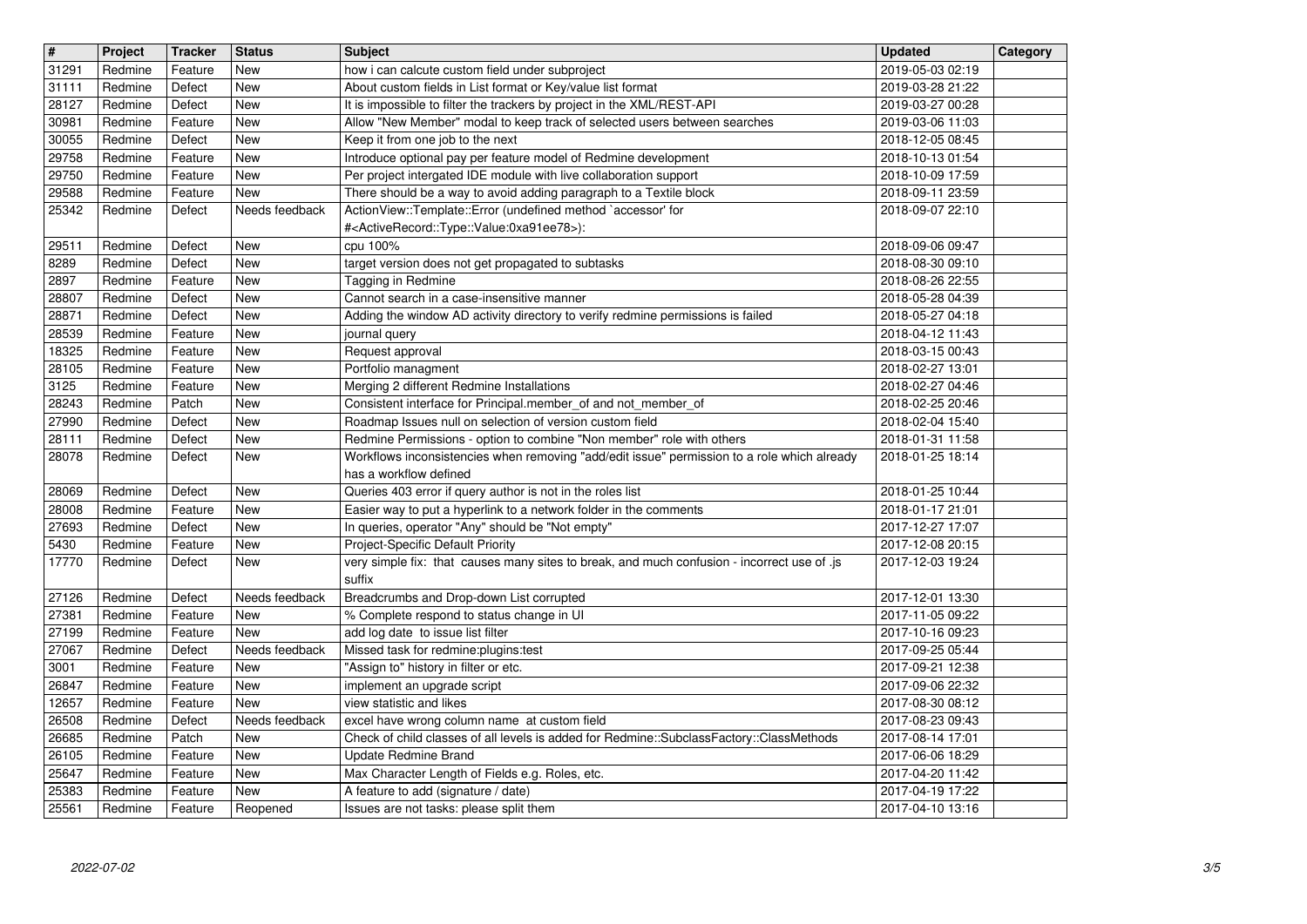| # | Project | Tracker | Status | Subject | Updated | Category |
| --- | --- | --- | --- | --- | --- | --- |
| 31291 | Redmine | Feature | New | how i can calcute custom field under subproject | 2019-05-03 02:19 | |
| 31111 | Redmine | Defect | New | About custom fields in List format or Key/value list format | 2019-03-28 21:22 | |
| 28127 | Redmine | Defect | New | It is impossible to filter the trackers by project in the XML/REST-API | 2019-03-27 00:28 | |
| 30981 | Redmine | Feature | New | Allow "New Member" modal to keep track of selected users between searches | 2019-03-06 11:03 | |
| 30055 | Redmine | Defect | New | Keep it from one job to the next | 2018-12-05 08:45 | |
| 29758 | Redmine | Feature | New | Introduce optional pay per feature model of Redmine development | 2018-10-13 01:54 | |
| 29750 | Redmine | Feature | New | Per project intergated IDE module with live collaboration support | 2018-10-09 17:59 | |
| 29588 | Redmine | Feature | New | There should be a way to avoid adding paragraph to a Textile block | 2018-09-11 23:59 | |
| 25342 | Redmine | Defect | Needs feedback | ActionView::Template::Error (undefined method `accessor' for #<ActiveRecord::Type::Value:0xa91ee78>): | 2018-09-07 22:10 | |
| 29511 | Redmine | Defect | New | cpu 100% | 2018-09-06 09:47 | |
| 8289 | Redmine | Defect | New | target version does not get propagated to subtasks | 2018-08-30 09:10 | |
| 2897 | Redmine | Feature | New | Tagging in Redmine | 2018-08-26 22:55 | |
| 28807 | Redmine | Defect | New | Cannot search in a case-insensitive manner | 2018-05-28 04:39 | |
| 28871 | Redmine | Defect | New | Adding the window AD activity directory to verify redmine permissions is failed | 2018-05-27 04:18 | |
| 28539 | Redmine | Feature | New | journal query | 2018-04-12 11:43 | |
| 18325 | Redmine | Feature | New | Request approval | 2018-03-15 00:43 | |
| 28105 | Redmine | Feature | New | Portfolio managment | 2018-02-27 13:01 | |
| 3125 | Redmine | Feature | New | Merging 2 different Redmine Installations | 2018-02-27 04:46 | |
| 28243 | Redmine | Patch | New | Consistent interface for Principal.member_of and not_member_of | 2018-02-25 20:46 | |
| 27990 | Redmine | Defect | New | Roadmap Issues null on selection of version custom field | 2018-02-04 15:40 | |
| 28111 | Redmine | Defect | New | Redmine Permissions - option to combine "Non member" role with others | 2018-01-31 11:58 | |
| 28078 | Redmine | Defect | New | Workflows inconsistencies when removing "add/edit issue" permission to a role which already has a workflow defined | 2018-01-25 18:14 | |
| 28069 | Redmine | Defect | New | Queries 403 error if query author is not in the roles list | 2018-01-25 10:44 | |
| 28008 | Redmine | Feature | New | Easier way to put a hyperlink to a network folder in the comments | 2018-01-17 21:01 | |
| 27693 | Redmine | Defect | New | In queries, operator "Any" should be "Not empty" | 2017-12-27 17:07 | |
| 5430 | Redmine | Feature | New | Project-Specific Default Priority | 2017-12-08 20:15 | |
| 17770 | Redmine | Defect | New | very simple fix: that causes many sites to break, and much confusion - incorrect use of .js suffix | 2017-12-03 19:24 | |
| 27126 | Redmine | Defect | Needs feedback | Breadcrumbs and Drop-down List corrupted | 2017-12-01 13:30 | |
| 27381 | Redmine | Feature | New | % Complete respond to status change in UI | 2017-11-05 09:22 | |
| 27199 | Redmine | Feature | New | add log date to issue list filter | 2017-10-16 09:23 | |
| 27067 | Redmine | Defect | Needs feedback | Missed task for redmine:plugins:test | 2017-09-25 05:44 | |
| 3001 | Redmine | Feature | New | "Assign to" history in filter or etc. | 2017-09-21 12:38 | |
| 26847 | Redmine | Feature | New | implement an upgrade script | 2017-09-06 22:32 | |
| 12657 | Redmine | Feature | New | view statistic and likes | 2017-08-30 08:12 | |
| 26508 | Redmine | Defect | Needs feedback | excel have wrong column name at custom field | 2017-08-23 09:43 | |
| 26685 | Redmine | Patch | New | Check of child classes of all levels is added for Redmine::SubclassFactory::ClassMethods | 2017-08-14 17:01 | |
| 26105 | Redmine | Feature | New | Update Redmine Brand | 2017-06-06 18:29 | |
| 25647 | Redmine | Feature | New | Max Character Length of Fields e.g. Roles, etc. | 2017-04-20 11:42 | |
| 25383 | Redmine | Feature | New | A feature to add (signature / date) | 2017-04-19 17:22 | |
| 25561 | Redmine | Feature | Reopened | Issues are not tasks: please split them | 2017-04-10 13:16 | |

2022-07-02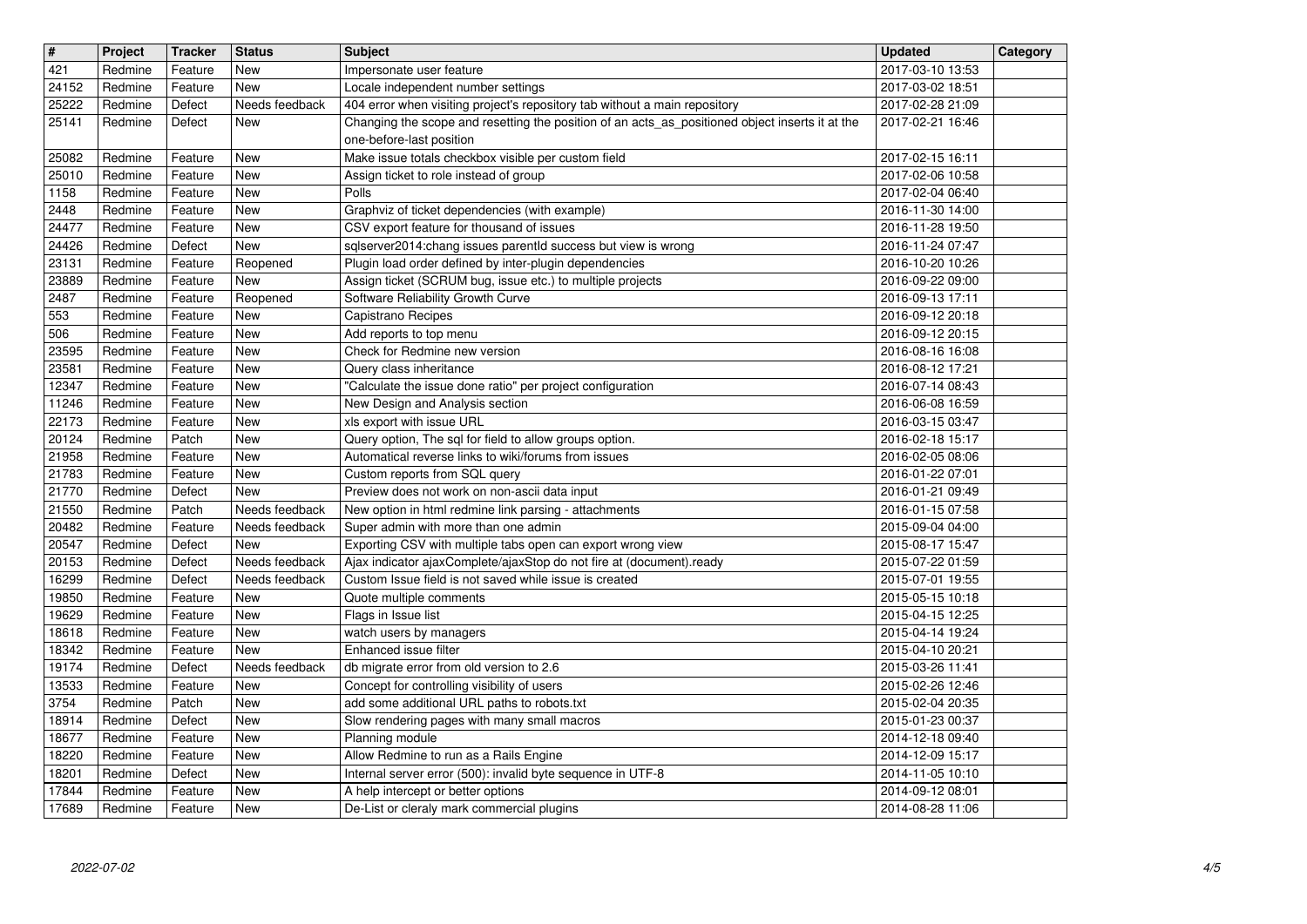| # | Project | Tracker | Status | Subject | Updated | Category |
| --- | --- | --- | --- | --- | --- | --- |
| 421 | Redmine | Feature | New | Impersonate user feature | 2017-03-10 13:53 | |
| 24152 | Redmine | Feature | New | Locale independent number settings | 2017-03-02 18:51 | |
| 25222 | Redmine | Defect | Needs feedback | 404 error when visiting project's repository tab without a main repository | 2017-02-28 21:09 | |
| 25141 | Redmine | Defect | New | Changing the scope and resetting the position of an acts_as_positioned object inserts it at the one-before-last position | 2017-02-21 16:46 | |
| 25082 | Redmine | Feature | New | Make issue totals checkbox visible per custom field | 2017-02-15 16:11 | |
| 25010 | Redmine | Feature | New | Assign ticket to role instead of group | 2017-02-06 10:58 | |
| 1158 | Redmine | Feature | New | Polls | 2017-02-04 06:40 | |
| 2448 | Redmine | Feature | New | Graphviz of ticket dependencies (with example) | 2016-11-30 14:00 | |
| 24477 | Redmine | Feature | New | CSV export feature for thousand of issues | 2016-11-28 19:50 | |
| 24426 | Redmine | Defect | New | sqlserver2014:chang issues parentId success but view is wrong | 2016-11-24 07:47 | |
| 23131 | Redmine | Feature | Reopened | Plugin load order defined by inter-plugin dependencies | 2016-10-20 10:26 | |
| 23889 | Redmine | Feature | New | Assign ticket (SCRUM bug, issue etc.) to multiple projects | 2016-09-22 09:00 | |
| 2487 | Redmine | Feature | Reopened | Software Reliability Growth Curve | 2016-09-13 17:11 | |
| 553 | Redmine | Feature | New | Capistrano Recipes | 2016-09-12 20:18 | |
| 506 | Redmine | Feature | New | Add reports to top menu | 2016-09-12 20:15 | |
| 23595 | Redmine | Feature | New | Check for Redmine new version | 2016-08-16 16:08 | |
| 23581 | Redmine | Feature | New | Query class inheritance | 2016-08-12 17:21 | |
| 12347 | Redmine | Feature | New | "Calculate the issue done ratio" per project configuration | 2016-07-14 08:43 | |
| 11246 | Redmine | Feature | New | New Design and Analysis section | 2016-06-08 16:59 | |
| 22173 | Redmine | Feature | New | xls export with issue URL | 2016-03-15 03:47 | |
| 20124 | Redmine | Patch | New | Query option, The sql for field to allow groups option. | 2016-02-18 15:17 | |
| 21958 | Redmine | Feature | New | Automatical reverse links to wiki/forums from issues | 2016-02-05 08:06 | |
| 21783 | Redmine | Feature | New | Custom reports from SQL query | 2016-01-22 07:01 | |
| 21770 | Redmine | Defect | New | Preview does not work on non-ascii data input | 2016-01-21 09:49 | |
| 21550 | Redmine | Patch | Needs feedback | New option in html redmine link parsing - attachments | 2016-01-15 07:58 | |
| 20482 | Redmine | Feature | Needs feedback | Super admin with more than one admin | 2015-09-04 04:00 | |
| 20547 | Redmine | Defect | New | Exporting CSV with multiple tabs open can export wrong view | 2015-08-17 15:47 | |
| 20153 | Redmine | Defect | Needs feedback | Ajax indicator ajaxComplete/ajaxStop do not fire at (document).ready | 2015-07-22 01:59 | |
| 16299 | Redmine | Defect | Needs feedback | Custom Issue field is not saved while issue is created | 2015-07-01 19:55 | |
| 19850 | Redmine | Feature | New | Quote multiple comments | 2015-05-15 10:18 | |
| 19629 | Redmine | Feature | New | Flags in Issue list | 2015-04-15 12:25 | |
| 18618 | Redmine | Feature | New | watch users by managers | 2015-04-14 19:24 | |
| 18342 | Redmine | Feature | New | Enhanced issue filter | 2015-04-10 20:21 | |
| 19174 | Redmine | Defect | Needs feedback | db migrate error from old version to 2.6 | 2015-03-26 11:41 | |
| 13533 | Redmine | Feature | New | Concept for controlling visibility of users | 2015-02-26 12:46 | |
| 3754 | Redmine | Patch | New | add some additional URL paths to robots.txt | 2015-02-04 20:35 | |
| 18914 | Redmine | Defect | New | Slow rendering pages with many small macros | 2015-01-23 00:37 | |
| 18677 | Redmine | Feature | New | Planning module | 2014-12-18 09:40 | |
| 18220 | Redmine | Feature | New | Allow Redmine to run as a Rails Engine | 2014-12-09 15:17 | |
| 18201 | Redmine | Defect | New | Internal server error (500): invalid byte sequence in UTF-8 | 2014-11-05 10:10 | |
| 17844 | Redmine | Feature | New | A help intercept or better options | 2014-09-12 08:01 | |
| 17689 | Redmine | Feature | New | De-List or cleraly mark commercial plugins | 2014-08-28 11:06 | |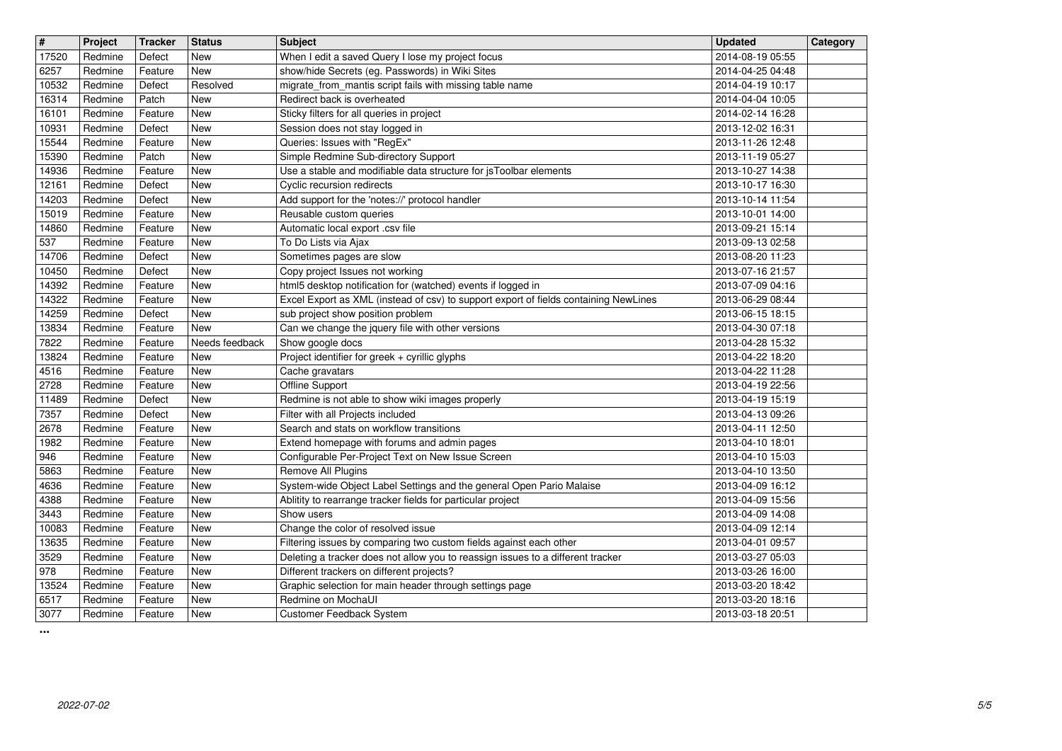| # | Project | Tracker | Status | Subject | Updated | Category |
|---|---|---|---|---|---|---|
| 17520 | Redmine | Defect | New | When I edit a saved Query I lose my project focus | 2014-08-19 05:55 | |
| 6257 | Redmine | Feature | New | show/hide Secrets (eg. Passwords) in Wiki Sites | 2014-04-25 04:48 | |
| 10532 | Redmine | Defect | Resolved | migrate_from_mantis script fails with missing table name | 2014-04-19 10:17 | |
| 16314 | Redmine | Patch | New | Redirect back is overheated | 2014-04-04 10:05 | |
| 16101 | Redmine | Feature | New | Sticky filters for all queries in project | 2014-02-14 16:28 | |
| 10931 | Redmine | Defect | New | Session does not stay logged in | 2013-12-02 16:31 | |
| 15544 | Redmine | Feature | New | Queries: Issues with "RegEx" | 2013-11-26 12:48 | |
| 15390 | Redmine | Patch | New | Simple Redmine Sub-directory Support | 2013-11-19 05:27 | |
| 14936 | Redmine | Feature | New | Use a stable and modifiable data structure for jsToolbar elements | 2013-10-27 14:38 | |
| 12161 | Redmine | Defect | New | Cyclic recursion redirects | 2013-10-17 16:30 | |
| 14203 | Redmine | Defect | New | Add support for the 'notes://' protocol handler | 2013-10-14 11:54 | |
| 15019 | Redmine | Feature | New | Reusable custom queries | 2013-10-01 14:00 | |
| 14860 | Redmine | Feature | New | Automatic local export .csv file | 2013-09-21 15:14 | |
| 537 | Redmine | Feature | New | To Do Lists via Ajax | 2013-09-13 02:58 | |
| 14706 | Redmine | Defect | New | Sometimes pages are slow | 2013-08-20 11:23 | |
| 10450 | Redmine | Defect | New | Copy project Issues not working | 2013-07-16 21:57 | |
| 14392 | Redmine | Feature | New | html5 desktop notification for (watched) events if logged in | 2013-07-09 04:16 | |
| 14322 | Redmine | Feature | New | Excel Export as XML (instead of csv) to support export of fields containing NewLines | 2013-06-29 08:44 | |
| 14259 | Redmine | Defect | New | sub project show position problem | 2013-06-15 18:15 | |
| 13834 | Redmine | Feature | New | Can we change the jquery file with other versions | 2013-04-30 07:18 | |
| 7822 | Redmine | Feature | Needs feedback | Show google docs | 2013-04-28 15:32 | |
| 13824 | Redmine | Feature | New | Project identifier for greek + cyrillic glyphs | 2013-04-22 18:20 | |
| 4516 | Redmine | Feature | New | Cache gravatars | 2013-04-22 11:28 | |
| 2728 | Redmine | Feature | New | Offline Support | 2013-04-19 22:56 | |
| 11489 | Redmine | Defect | New | Redmine is not able to show wiki images properly | 2013-04-19 15:19 | |
| 7357 | Redmine | Defect | New | Filter with all Projects included | 2013-04-13 09:26 | |
| 2678 | Redmine | Feature | New | Search and stats on workflow transitions | 2013-04-11 12:50 | |
| 1982 | Redmine | Feature | New | Extend homepage with forums and admin pages | 2013-04-10 18:01 | |
| 946 | Redmine | Feature | New | Configurable Per-Project Text on New Issue Screen | 2013-04-10 15:03 | |
| 5863 | Redmine | Feature | New | Remove All Plugins | 2013-04-10 13:50 | |
| 4636 | Redmine | Feature | New | System-wide Object Label Settings and the general Open Pario Malaise | 2013-04-09 16:12 | |
| 4388 | Redmine | Feature | New | Ablitity to rearrange tracker fields for particular project | 2013-04-09 15:56 | |
| 3443 | Redmine | Feature | New | Show users | 2013-04-09 14:08 | |
| 10083 | Redmine | Feature | New | Change the color of resolved issue | 2013-04-09 12:14 | |
| 13635 | Redmine | Feature | New | Filtering issues by comparing two custom fields against each other | 2013-04-01 09:57 | |
| 3529 | Redmine | Feature | New | Deleting a tracker does not allow you to reassign issues to a different tracker | 2013-03-27 05:03 | |
| 978 | Redmine | Feature | New | Different trackers on different projects? | 2013-03-26 16:00 | |
| 13524 | Redmine | Feature | New | Graphic selection for main header through settings page | 2013-03-20 18:42 | |
| 6517 | Redmine | Feature | New | Redmine on MochaUI | 2013-03-20 18:16 | |
| 3077 | Redmine | Feature | New | Customer Feedback System | 2013-03-18 20:51 | |

...

2022-07-02